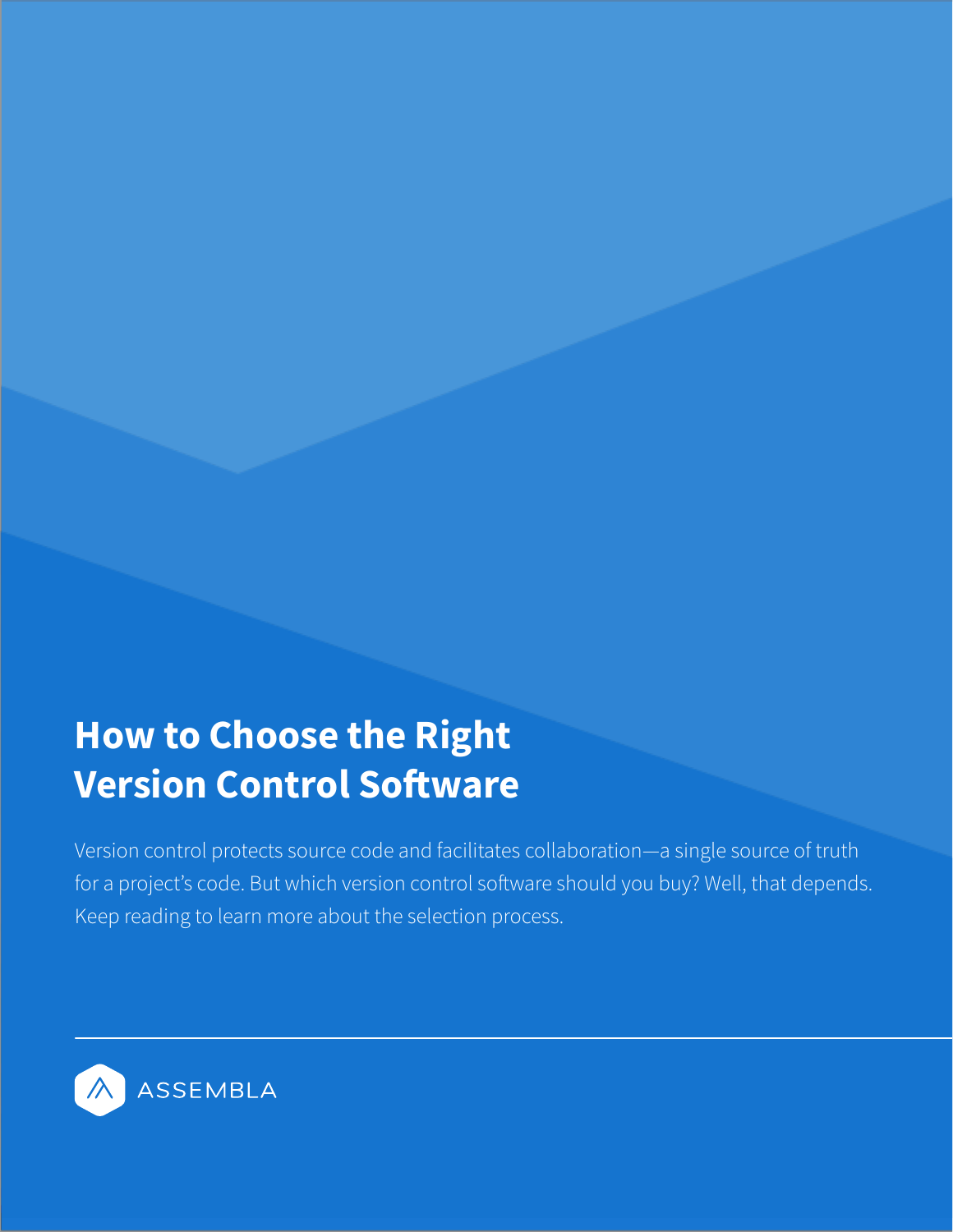# How to Choose the Right Version Control Software

Version control protects source code and facilitates collaboration—a single source of truth for a project's code. But which version control software should you buy? Well, that depends. Keep reading to learn more about the selection process.

ASSEMBLA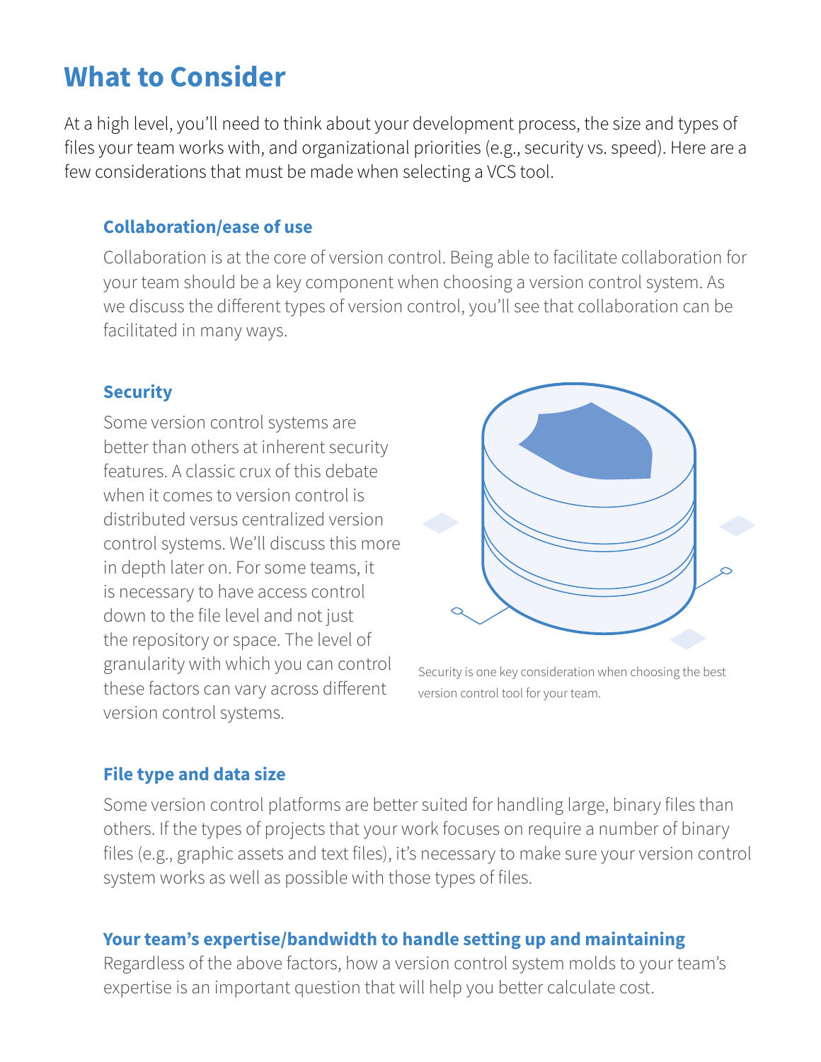# What to Consider

At a high level, you'll need to think about your development process, the size and types of files your team works with, and organizational priorities (e.g., security vs. speed). Here are a few considerations that must be made when selecting a VCS tool.

### Collaboration/ease of use

Collaboration is at the core of version control. Being able to facilitate collaboration for your team should be a key component when choosing a version control system. As we discuss the different types of version control, you'll see that collaboration can be facilitated in many ways.

### Security

Some version control systems are better than others at inherent security features. A classic crux of this debate when it comes to version control is distributed versus centralized version control systems. We'll discuss this more in depth later on. For some teams, it is necessary to have access control down to the file level and not just the repository or space. The level of granularity with which you can control these factors can vary across different version control systems.

Security is one key consideration when choosing the best version control tool for your team.

### File type and data size

Some version control platforms are better suited for handling large, binary files than others. If the types of projects that your work focuses on require a number of binary files (e.g., graphic assets and text files), it's necessary to make sure your version control system works as well as possible with those types of files.

### Your team's expertise/bandwidth to handle setting up and maintaining

Regardless of the above factors, how a version control system molds to your team's expertise is an important question that will help you better calculate cost.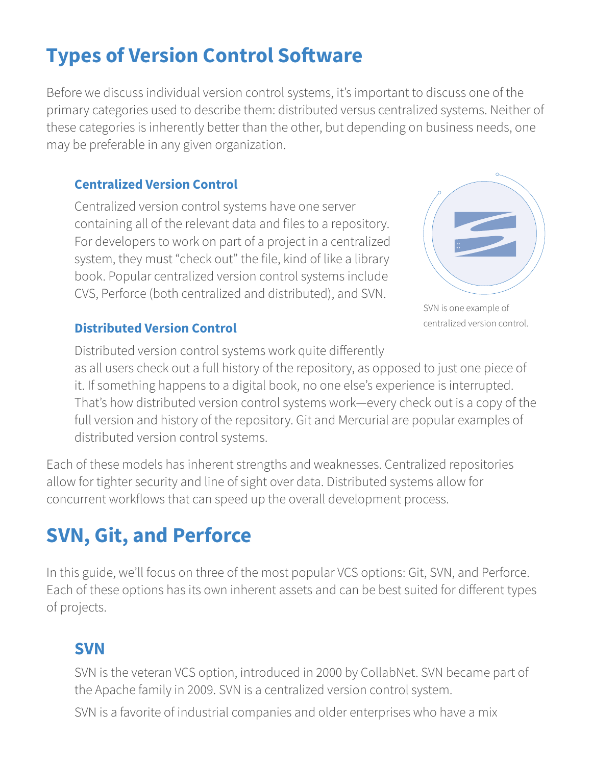# Types of Version Control Software

Before we discuss individual version control systems, it's important to discuss one of the primary categories used to describe them: distributed versus centralized systems. Neither of these categories is inherently better than the other, but depending on business needs, one may be preferable in any given organization.

### Centralized Version Control

Centralized version control systems have one server containing all of the relevant data and files to a repository. For developers to work on part of a project in a centralized system, they must "check out" the file, kind of like a library book. Popular centralized version control systems include CVS, Perforce (both centralized and distributed), and SVN.

SVN is one example of centralized version control.

### Distributed Version Control

Distributed version control systems work quite differently as all users check out a full history of the repository, as opposed to just one piece of it. If something happens to a digital book, no one else's experience is interrupted. That's how distributed version control systems work—every check out is a copy of the full version and history of the repository. Git and Mercurial are popular examples of distributed version control systems.

Each of these models has inherent strengths and weaknesses. Centralized repositories allow for tighter security and line of sight over data. Distributed systems allow for concurrent workflows that can speed up the overall development process.

# SVN, Git, and Perforce

In this guide, we'll focus on three of the most popular VCS options: Git, SVN, and Perforce. Each of these options has its own inherent assets and can be best suited for different types of projects.

## SVN

SVN is the veteran VCS option, introduced in 2000 by CollabNet. SVN became part of the Apache family in 2009. SVN is a centralized version control system.

SVN is a favorite of industrial companies and older enterprises who have a mix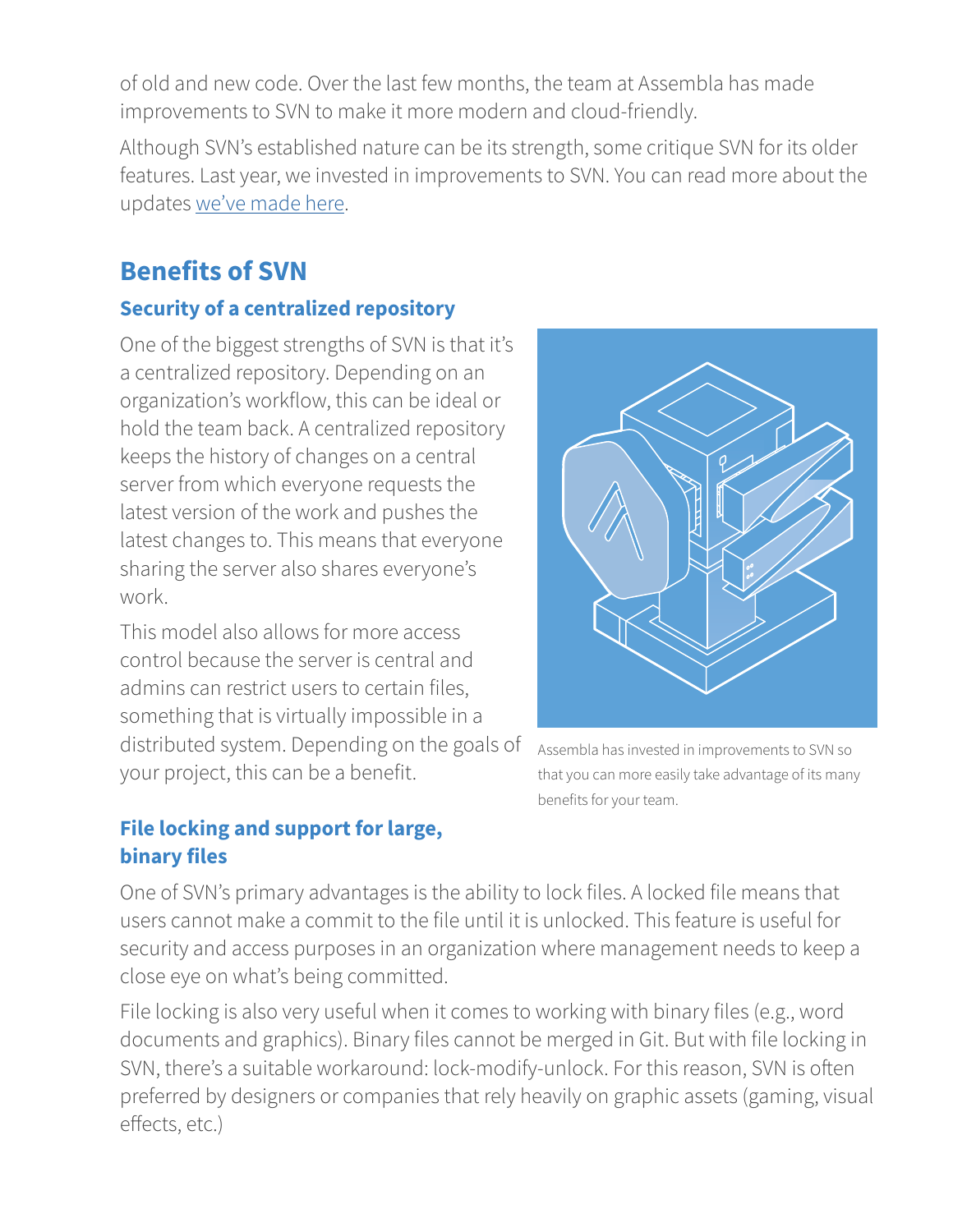of old and new code. Over the last few months, the team at Assembla has made improvements to SVN to make it more modern and cloud-friendly.

Although SVN's established nature can be its strength, some critique SVN for its older features. Last year, we invested in improvements to SVN. You can read more about the updates we've made here.

## Benefits of SVN

### Security of a centralized repository

One of the biggest strengths of SVN is that it's a centralized repository. Depending on an organization's workflow, this can be ideal or hold the team back. A centralized repository keeps the history of changes on a central server from which everyone requests the latest version of the work and pushes the latest changes to. This means that everyone sharing the server also shares everyone's work.

This model also allows for more access control because the server is central and admins can restrict users to certain files, something that is virtually impossible in a distributed system. Depending on the goals of your project, this can be a benefit.

Assembla has invested in improvements to SVN so that you can more easily take advantage of its many benefits for your team.

### File locking and support for large, binary files

One of SVN's primary advantages is the ability to lock files. A locked file means that users cannot make a commit to the file until it is unlocked. This feature is useful for security and access purposes in an organization where management needs to keep a close eye on what's being committed.

File locking is also very useful when it comes to working with binary files (e.g., word documents and graphics). Binary files cannot be merged in Git. But with file locking in SVN, there's a suitable workaround: lock-modify-unlock. For this reason, SVN is often preferred by designers or companies that rely heavily on graphic assets (gaming, visual effects, etc.)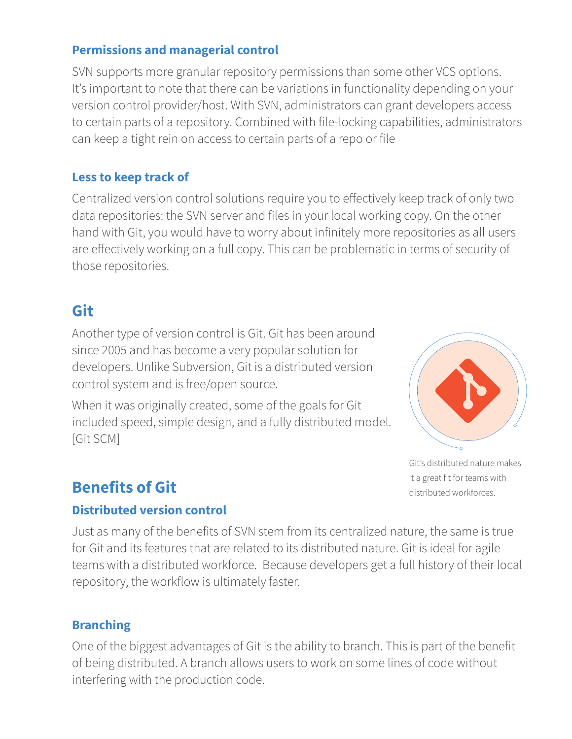### Permissions and managerial control

SVN supports more granular repository permissions than some other VCS options. It's important to note that there can be variations in functionality depending on your version control provider/host. With SVN, administrators can grant developers access to certain parts of a repository. Combined with file-locking capabilities, administrators can keep a tight rein on access to certain parts of a repo or file

### Less to keep track of

Centralized version control solutions require you to effectively keep track of only two data repositories: the SVN server and files in your local working copy. On the other hand with Git, you would have to worry about infinitely more repositories as all users are effectively working on a full copy. This can be problematic in terms of security of those repositories.

## Git

Another type of version control is Git. Git has been around since 2005 and has become a very popular solution for developers. Unlike Subversion, Git is a distributed version control system and is free/open source.

When it was originally created, some of the goals for Git included speed, simple design, and a fully distributed model. [Git SCM]

Git's distributed nature makes it a great fit for teams with distributed workforces.

## Benefits of Git

### Distributed version control

Just as many of the benefits of SVN stem from its centralized nature, the same is true for Git and its features that are related to its distributed nature. Git is ideal for agile teams with a distributed workforce. Because developers get a full history of their local repository, the workflow is ultimately faster.

### Branching

One of the biggest advantages of Git is the ability to branch. This is part of the benefit of being distributed. A branch allows users to work on some lines of code without interfering with the production code.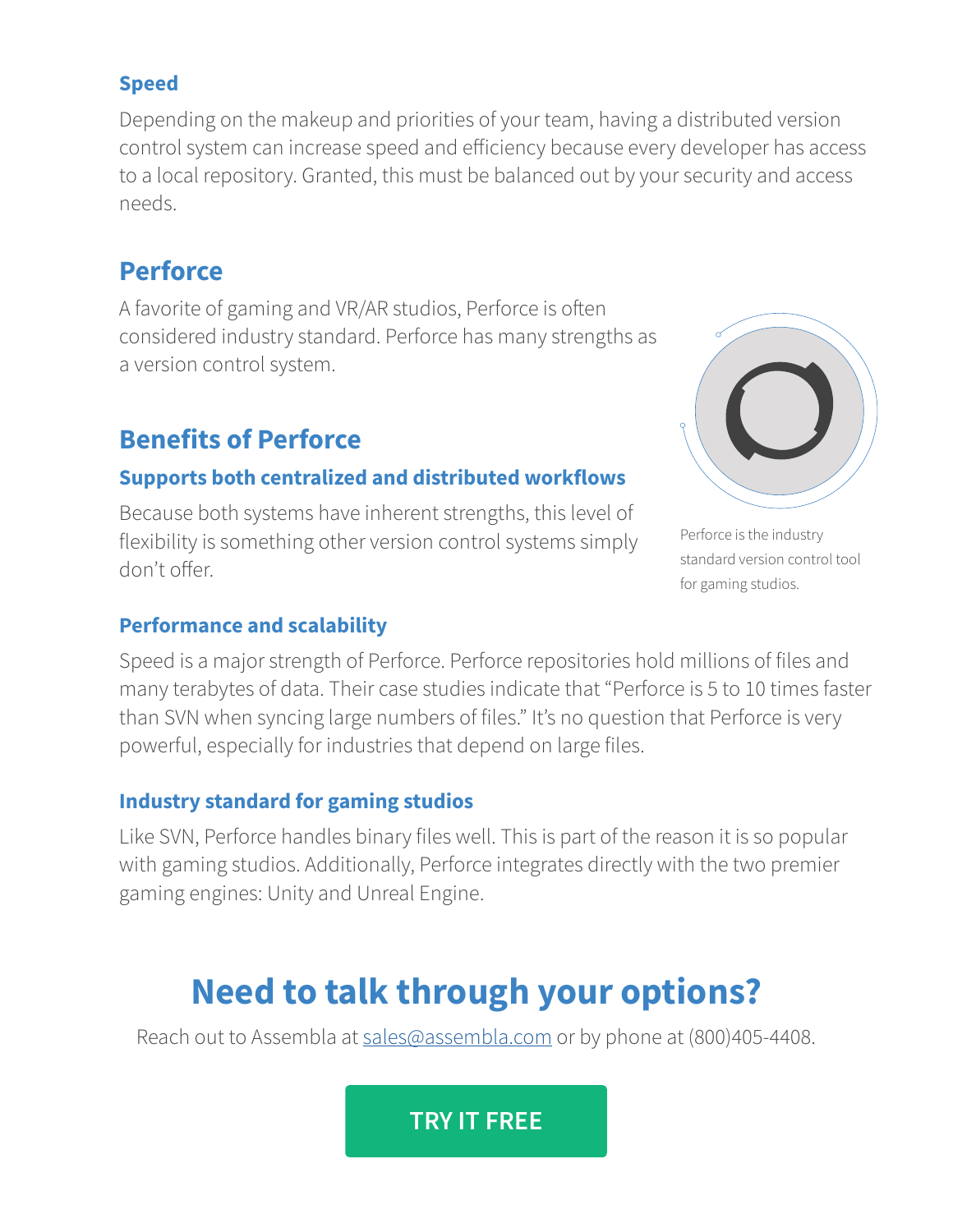### Speed

Depending on the makeup and priorities of your team, having a distributed version control system can increase speed and efficiency because every developer has access to a local repository. Granted, this must be balanced out by your security and access needs.

## Perforce

A favorite of gaming and VR/AR studios, Perforce is often considered industry standard. Perforce has many strengths as a version control system.

Perforce is the industry standard version control tool for gaming studios.

## Benefits of Perforce

### Supports both centralized and distributed workflows

Because both systems have inherent strengths, this level of flexibility is something other version control systems simply don't offer.

### Performance and scalability

Speed is a major strength of Perforce. Perforce repositories hold millions of files and many terabytes of data. Their case studies indicate that "Perforce is 5 to 10 times faster than SVN when syncing large numbers of files." It's no question that Perforce is very powerful, especially for industries that depend on large files.

### Industry standard for gaming studios

Like SVN, Perforce handles binary files well. This is part of the reason it is so popular with gaming studios. Additionally, Perforce integrates directly with the two premier gaming engines: Unity and Unreal Engine.

## Need to talk through your options?

Reach out to Assembla at sales@assembla.com or by phone at (800)405-4408.

TRY IT FREE